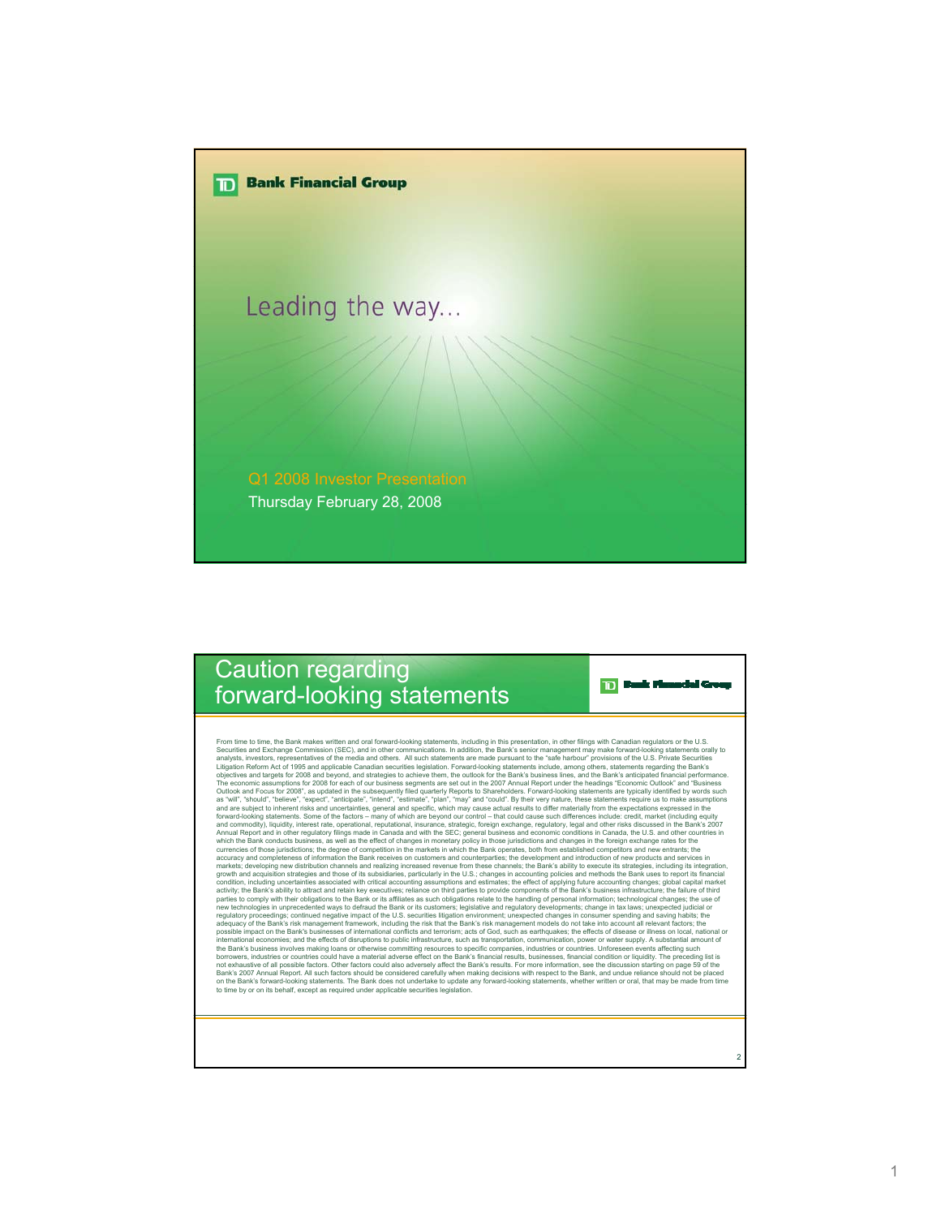**Bank Financial Group**

# Leading the way…

Q1 2008 Investor Presentation

Thursday February 28, 2008

# Caution regarding forward-looking statements

**Bank Financial Group**

From time to time, the Bank makes written and oral forward-looking statements, including in this presentation, in other filings with Canadian regulators or the U.S. Securities and Exchange Commission (SEC), and in other communications. In addition, the Bank's senior management may make forward-looking statements orally to analysts, investors, representatives of the media and others. All such statements are made pursuant to the "safe harbour" provisions of the U.S. Private Securities Litigation Reform Act of 1995 and applicable Canadian securities legislation. Forward-looking statements include, among others, statements regarding the Bank's objectives and targets for 2008 and beyond, and strategies to achieve them, the outlook for the Bank's business lines, and the Bank's anticipated financial performance. The economic assumptions for 2008 for each of our business segments are set out in the 2007 Annual Report under the headings "Economic Outlook" and "Business Outlook and Focus for 2008", as updated in the subsequently filed quarterly Reports to Shareholders. Forward-looking statements are typically identified by words such as "will", "should", "believe", "expect", "anticipate", "intend", "estimate", "plan", "may" and "could". By their very nature, these statements require us to make assumptions and are subject to inherent risks and uncertainties, general and specific, which may cause actual results to differ materially from the expectations expressed in the forward-looking statements. Some of the factors – many of which are beyond our control – that could cause such differences include: credit, market (including equity and commodity), liquidity, interest rate, operational, reputational, insurance, strategic, foreign exchange, regulatory, legal and other risks discussed in the Bank's 2007 Annual Report and in other regulatory filings made in Canada and with the SEC; general business and economic conditions in Canada, the U.S. and other countries in which the Bank conducts business, as well as the effect of changes in monetary policy in those jurisdictions and changes in the foreign exchange rates for the currencies of those jurisdictions; the degree of competition in the markets in which the Bank operates, both from established competitors and new entrants; the accuracy and completeness of information the Bank receives on customers and counterparties; the development and introduction of new products and services in markets; developing new distribution channels and realizing increased revenue from these channels; the Bank's ability to execute its strategies, including its integration, growth and acquisition strategies and those of its subsidiaries, particularly in the U.S.; changes in accounting policies and methods the Bank uses to report its financial condition, including uncertainties associated with critical accounting assumptions and estimates; the effect of applying future accounting changes; global capital market activity; the Bank's ability to attract and retain key executives; reliance on third parties to provide components of the Bank's business infrastructure; the failure of third parties to comply with their obligations to the Bank or its affiliates as such obligations relate to the handling of personal information; technological changes; the use of new technologies in unprecedented ways to defraud the Bank or its customers; legislative and regulatory developments; change in tax laws; unexpected judicial or regulatory proceedings; continued negative impact of the U.S. securities litigation environment; unexpected changes in consumer spending and saving habits; the adequacy of the Bank's risk management framework, including the risk that the Bank's risk management models do not take into account all relevant factors; the possible impact on the Bank's businesses of international conflicts and terrorism; acts of God, such as earthquakes; the effects of disease or illness on local, national or international economies; and the effects of disruptions to public infrastructure, such as transportation, communication, power or water supply. A substantial amount of the Bank's business involves making loans or otherwise committing resources to specific companies, industries or countries. Unforeseen events affecting such borrowers, industries or countries could have a material adverse effect on the Bank's financial results, businesses, financial condition or liquidity. The preceding list is not exhaustive of all possible factors. Other factors could also adversely affect the Bank's results. For more information, see the discussion starting on page 59 of the Bank's 2007 Annual Report. All such factors should be considered carefully when making decisions with respect to the Bank, and undue reliance should not be placed on the Bank's forward-looking statements. The Bank does not undertake to update any forward-looking statements, whether written or oral, that may be made from time to time by or on its behalf, except as required under applicable securities legislation.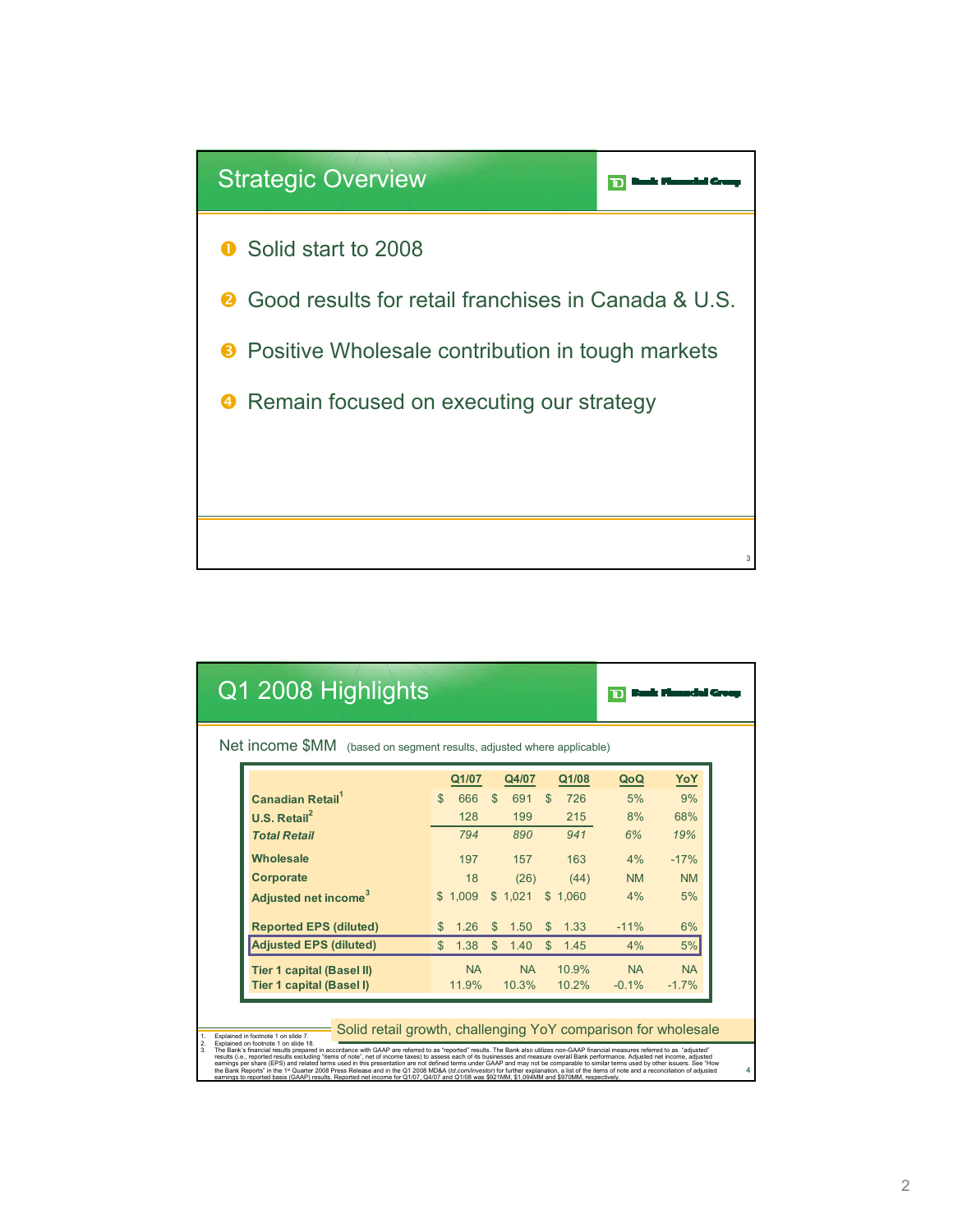## Strategic Overview

1. Solid start to 2008
2. Good results for retail franchises in Canada & U.S.
3. Positive Wholesale contribution in tough markets
4. Remain focused on executing our strategy

## Q1 2008 Highlights

Net income $MM (based on segment results, adjusted where applicable)

| | Q1/07 | Q4/07 | Q1/08 | QoQ | YoY |
|---|---|---|---|---|---|
| **Canadian Retail**[1] | $ 666 | $ 691 | $ 726 | 5% | 9% |
| **U.S. Retail**[2] | 128 | 199 | 215 | 8% | 68% |
| ***Total Retail*** | *794* | *890* | *941* | *6%* | *19%* |
| **Wholesale** | 197 | 157 | 163 | 4% | -17% |
| **Corporate** | 18 | (26) | (44) | NM | NM |
| **Adjusted net income**[3] | $ 1,009 | $ 1,021 | $ 1,060 | 4% | 5% |
| **Reported EPS (diluted)** | $ 1.26 | $ 1.50 | $ 1.33 | -11% | 6% |
| **Adjusted EPS (diluted)** | $ 1.38 | $ 1.40 | $ 1.45 | 4% | 5% |
| **Tier 1 capital (Basel II)** | NA | NA | 10.9% | NA | NA |
| **Tier 1 capital (Basel I)** | 11.9% | 10.3% | 10.2% | -0.1% | -1.7% |

Solid retail growth, challenging YoY comparison for wholesale

1. Explained in footnote 1 on slide 7.
2. Explained on footnote 1 on slide 18.
3. The Bank's financial results prepared in accordance with GAAP are referred to as "reported" results. The Bank also utilizes non-GAAP financial measures referred to as "adjusted" results (i.e., reported results excluding "items of note", net of income taxes) to assess each of its businesses and measure overall Bank performance. Adjusted net income, adjusted earnings per share (EPS) and related terms used in this presentation are not defined terms under GAAP and may not be comparable to similar terms used by other issuers. See "How the Bank Reports" in the 1st Quarter 2008 Press Release and in the Q1 2008 MD&A (*td.com/investor*) for further explanation, a list of the items of note and a reconciliation of adjusted earnings to reported basis (GAAP) results. Reported net income for Q1/07, Q4/07 and Q1/08 was $921MM, $1,094MM and $970MM, respectively.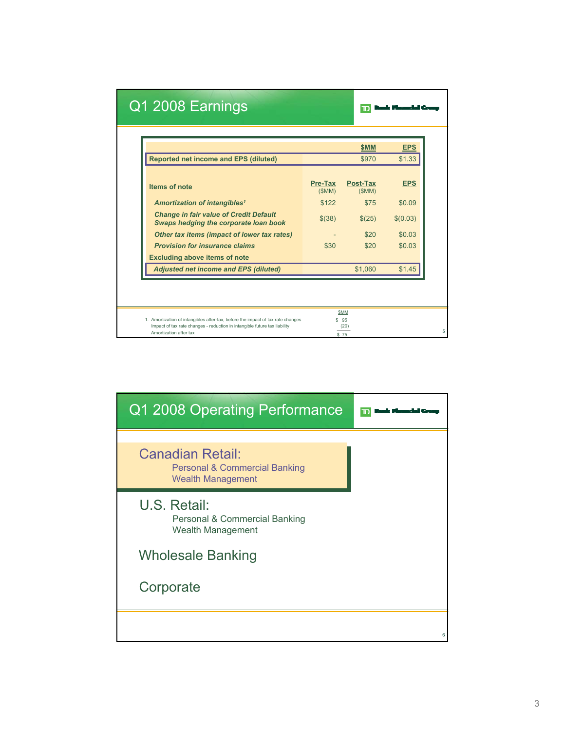## Q1 2008 Earnings

TD Bank Financial Group

| | | $MM | EPS |
|---|---|---|---|
| **Reported net income and EPS (diluted)** | | $970 | $1.33 |

| **Items of note** | Pre-Tax ($MM) | Post-Tax ($MM) | EPS |
|---|---|---|---|
| ***Amortization of intangibles[1]*** | $122 | $75 | $0.09 |
| ***Change in fair value of Credit Default Swaps hedging the corporate loan book*** | $(38) | $(25) | $(0.03) |
| ***Other tax items (impact of lower tax rates)*** | - | $20 | $0.03 |
| ***Provision for insurance claims*** | $30 | $20 | $0.03 |
| **Excluding above items of note** | | | |
| ***Adjusted net income and EPS (diluted)*** | | $1,060 | $1.45 |

| | $MM |
|---|---|
| 1. Amortization of intangibles after-tax, before the impact of tax rate changes | $ 95 |
| Impact of tax rate changes - reduction in intangible future tax liability | (20) |
| Amortization after tax | $ 75 |

## Q1 2008 Operating Performance

TD Bank Financial Group

**Canadian Retail:**
- Personal & Commercial Banking
- Wealth Management

**U.S. Retail:**
- Personal & Commercial Banking
- Wealth Management

**Wholesale Banking**

**Corporate**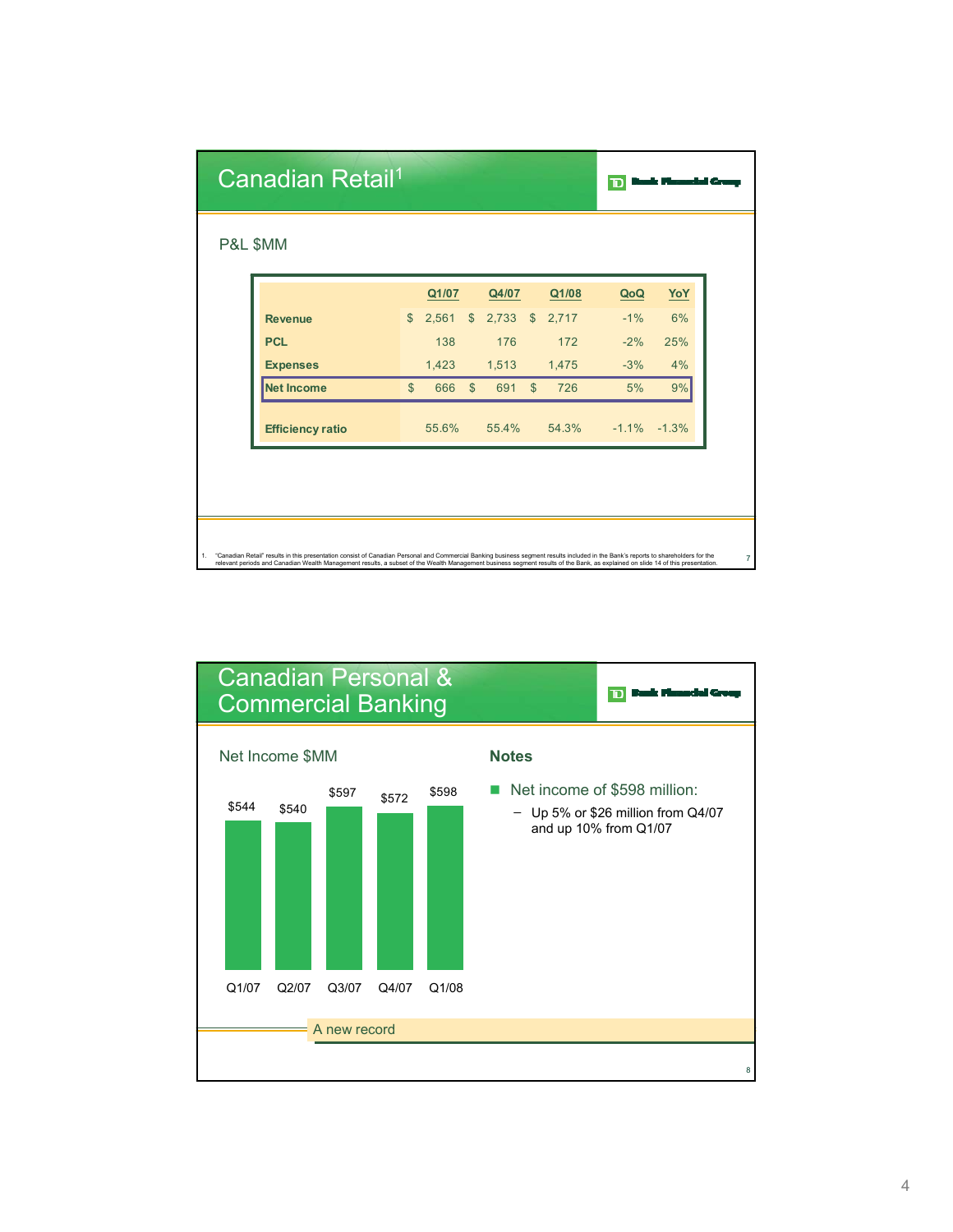# Canadian Retail[1]

TD Bank Financial Group

P&L $MM

| | Q1/07 | Q4/07 | Q1/08 | QoQ | YoY |
|---|---|---|---|---|---|
| **Revenue** | $ 2,561 | $ 2,733 | $ 2,717 | -1% | 6% |
| **PCL** | 138 | 176 | 172 | -2% | 25% |
| **Expenses** | 1,423 | 1,513 | 1,475 | -3% | 4% |
| **Net Income** | $ 666 | $ 691 | $ 726 | 5% | 9% |
| **Efficiency ratio** | 55.6% | 55.4% | 54.3% | -1.1% | -1.3% |

1. "Canadian Retail" results in this presentation consist of Canadian Personal and Commercial Banking business segment results included in the Bank's reports to shareholders for the relevant periods and Canadian Wealth Management results, a subset of the Wealth Management business segment results of the Bank, as explained on slide 14 of this presentation.

# Canadian Personal & Commercial Banking

TD Bank Financial Group

Net Income $MM

| Q1/07 | Q2/07 | Q3/07 | Q4/07 | Q1/08 |
|---|---|---|---|---|
| $544 | $540 | $597 | $572 | $598 |

**Notes**

- Net income of $598 million:
  - Up 5% or $26 million from Q4/07 and up 10% from Q1/07

A new record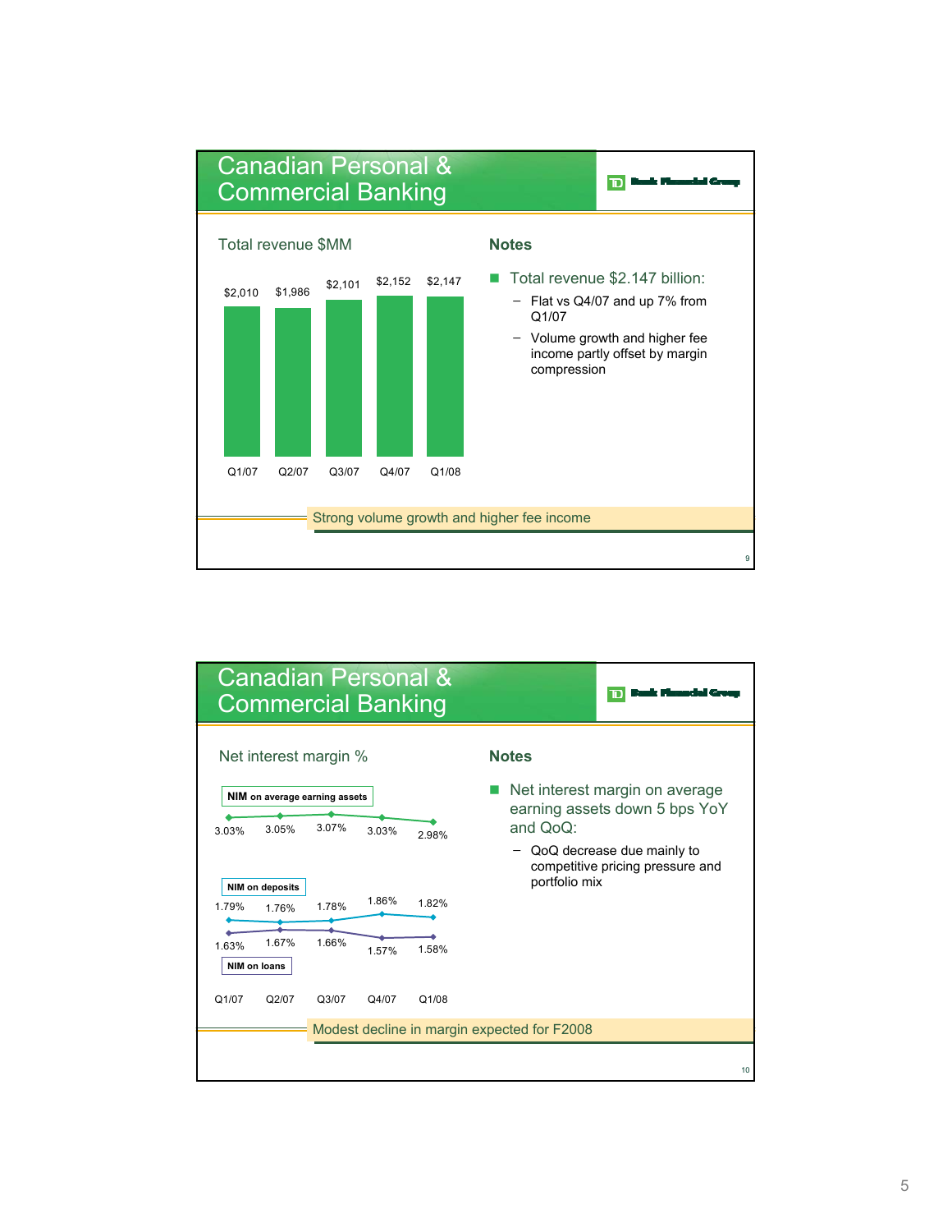## Canadian Personal & Commercial Banking

TD Bank Financial Group

**Total revenue $MM**

| | Q1/07 | Q2/07 | Q3/07 | Q4/07 | Q1/08 |
|---|---|---|---|---|---|
| Total revenue | $2,010 | $1,986 | $2,101 | $2,152 | $2,147 |

**Notes**

- Total revenue $2.147 billion:
  - Flat vs Q4/07 and up 7% from Q1/07
  - Volume growth and higher fee income partly offset by margin compression

Strong volume growth and higher fee income

## Canadian Personal & Commercial Banking

TD Bank Financial Group

**Net interest margin %**

| | Q1/07 | Q2/07 | Q3/07 | Q4/07 | Q1/08 |
|---|---|---|---|---|---|
| NIM on average earning assets | 3.03% | 3.05% | 3.07% | 3.03% | 2.98% |
| NIM on deposits | 1.79% | 1.76% | 1.78% | 1.86% | 1.82% |
| NIM on loans | 1.63% | 1.67% | 1.66% | 1.57% | 1.58% |

**Notes**

- Net interest margin on average earning assets down 5 bps YoY and QoQ:
  - QoQ decrease due mainly to competitive pricing pressure and portfolio mix

Modest decline in margin expected for F2008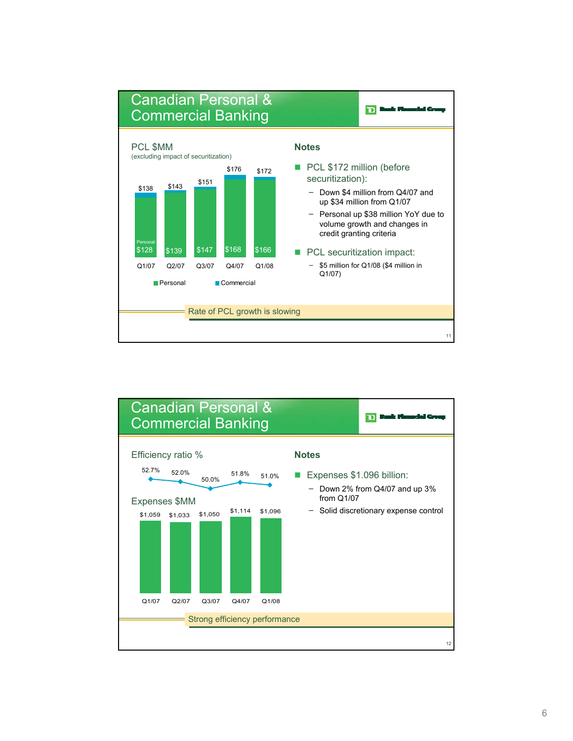# Canadian Personal & Commercial Banking

TD Bank Financial Group

## PCL $MM

(excluding impact of securitization)

| | Q1/07 | Q2/07 | Q3/07 | Q4/07 | Q1/08 |
|---|---|---|---|---|---|
| Total | $138 | $143 | $151 | $176 | $172 |
| Personal | $128 | $139 | $147 | $168 | $166 |

Personal / Commercial

### Notes

- PCL $172 million (before securitization):
  - Down $4 million from Q4/07 and up $34 million from Q1/07
  - Personal up $38 million YoY due to volume growth and changes in credit granting criteria
- PCL securitization impact:
  - $5 million for Q1/08 ($4 million in Q1/07)

Rate of PCL growth is slowing

# Canadian Personal & Commercial Banking

TD Bank Financial Group

## Efficiency ratio %

## Expenses $MM

| | Q1/07 | Q2/07 | Q3/07 | Q4/07 | Q1/08 |
|---|---|---|---|---|---|
| Efficiency ratio % | 52.7% | 52.0% | 50.0% | 51.8% | 51.0% |
| Expenses $MM | $1,059 | $1,033 | $1,050 | $1,114 | $1,096 |

### Notes

- Expenses $1.096 billion:
  - Down 2% from Q4/07 and up 3% from Q1/07
  - Solid discretionary expense control

Strong efficiency performance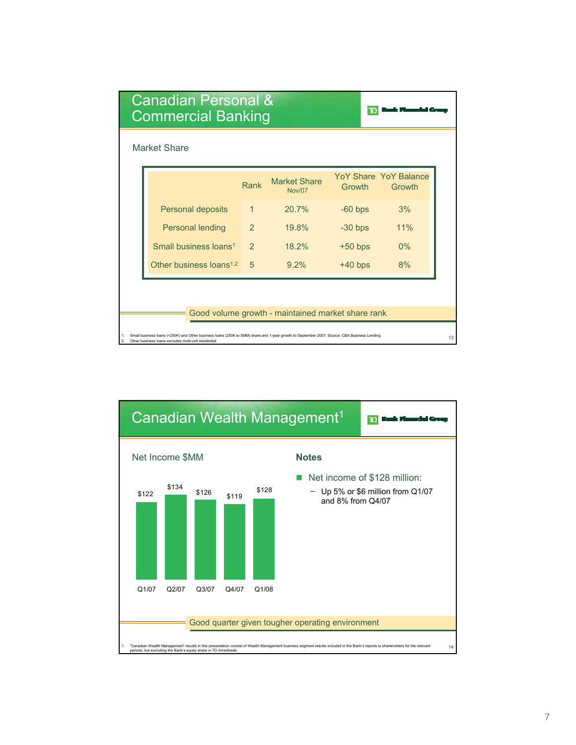# Canadian Personal & Commercial Banking

## Market Share

| | Rank | Market Share Nov/07 | YoY Share Growth | YoY Balance Growth |
|---|---|---|---|---|
| Personal deposits | 1 | 20.7% | -60 bps | 3% |
| Personal lending | 2 | 19.8% | -30 bps | 11% |
| Small business loans[1] | 2 | 18.2% | +50 bps | 0% |
| Other business loans[1,2] | 5 | 9.2% | +40 bps | 8% |

Good volume growth - maintained market share rank

1. Small business loans (<250K) and Other business loans (250K to 5MM) share and 1-year growth to September 2007. Source: CBA Business Lending
2. Other business loans excludes multi-unit residential.

# Canadian Wealth Management[1]

## Net Income $MM

| Q1/07 | Q2/07 | Q3/07 | Q4/07 | Q1/08 |
|---|---|---|---|---|
| $122 | $134 | $126 | $119 | $128 |

## Notes

- Net income of $128 million:
  - Up 5% or $6 million from Q1/07 and 8% from Q4/07

Good quarter given tougher operating environment

1. "Canadian Wealth Management" results in this presentation consist of Wealth Management business segment results included in the Bank's reports to shareholders for the relevant periods, but excluding the Bank's equity share in TD Ameritrade.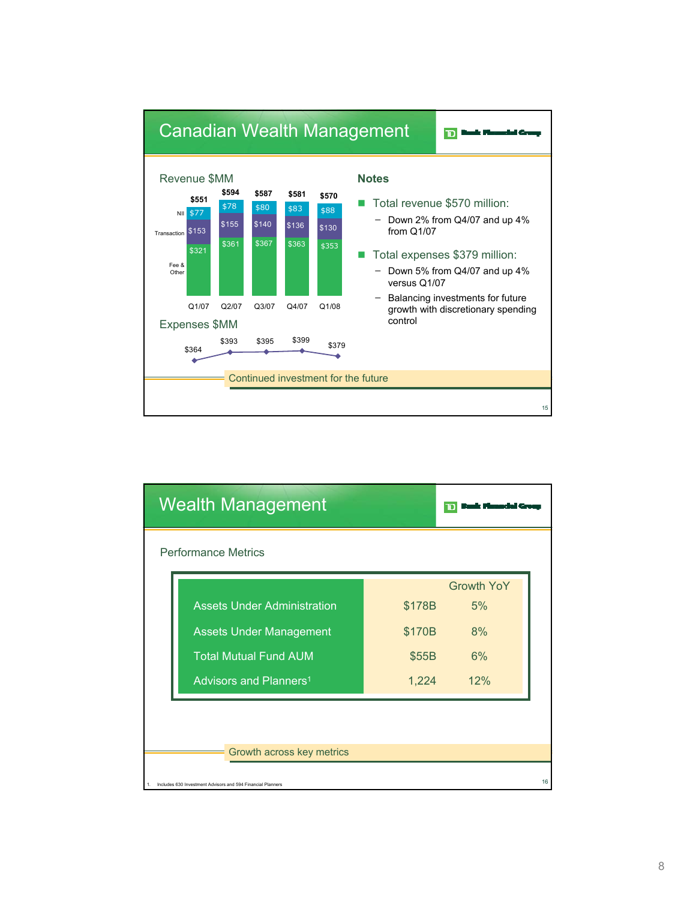# Canadian Wealth Management

TD Bank Financial Group

## Revenue $MM

| | Q1/07 | Q2/07 | Q3/07 | Q4/07 | Q1/08 |
|---|---|---|---|---|---|
| NII | $77 | $78 | $80 | $83 | $88 |
| Transaction | $153 | $155 | $140 | $136 | $130 |
| Fee & Other | $321 | $361 | $367 | $363 | $353 |
| **Total** | **$551** | **$594** | **$587** | **$581** | **$570** |

## Expenses $MM

| Q1/07 | Q2/07 | Q3/07 | Q4/07 | Q1/08 |
|---|---|---|---|---|
| $364 | $393 | $395 | $399 | $379 |

## Notes

- Total revenue $570 million:
  - Down 2% from Q4/07 and up 4% from Q1/07
- Total expenses $379 million:
  - Down 5% from Q4/07 and up 4% versus Q1/07
  - Balancing investments for future growth with discretionary spending control

Continued investment for the future

15

# Wealth Management

TD Bank Financial Group

## Performance Metrics

| | | Growth YoY |
|---|---|---|
| Assets Under Administration | $178B | 5% |
| Assets Under Management | $170B | 8% |
| Total Mutual Fund AUM | $55B | 6% |
| Advisors and Planners[1] | 1,224 | 12% |

Growth across key metrics

1. Includes 630 Investment Advisors and 594 Financial Planners

16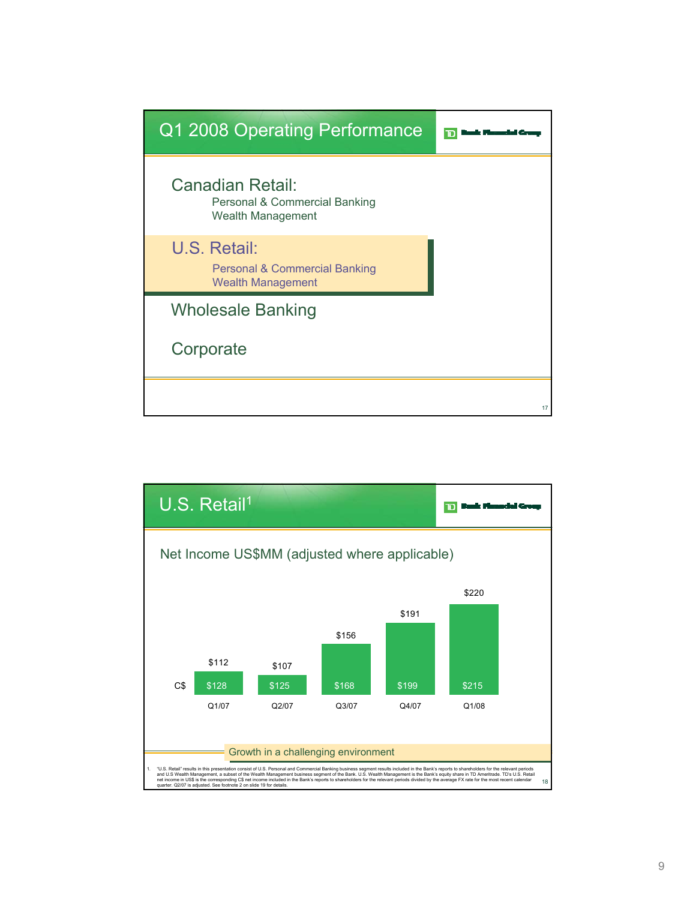## Q1 2008 Operating Performance

**Canadian Retail:**
- Personal & Commercial Banking
- Wealth Management

**U.S. Retail:**
- Personal & Commercial Banking
- Wealth Management

**Wholesale Banking**

**Corporate**

## U.S. Retail[1]

### Net Income US$MM (adjusted where applicable)

| | Q1/07 | Q2/07 | Q3/07 | Q4/07 | Q1/08 |
|---|---|---|---|---|---|
| US$ | $112 | $107 | $156 | $191 | $220 |
| C$ | $128 | $125 | $168 | $199 | $215 |

Growth in a challenging environment

1. "U.S. Retail" results in this presentation consist of U.S. Personal and Commercial Banking business segment results included in the Bank's reports to shareholders for the relevant periods and U.S Wealth Management, a subset of the Wealth Management business segment of the Bank. U.S. Wealth Management is the Bank's equity share in TD Ameritrade. TD's U.S. Retail net income in US$ is the corresponding C$ net income included in the Bank's reports to shareholders for the relevant periods divided by the average FX rate for the most recent calendar quarter. Q2/07 is adjusted. See footnote 2 on slide 19 for details.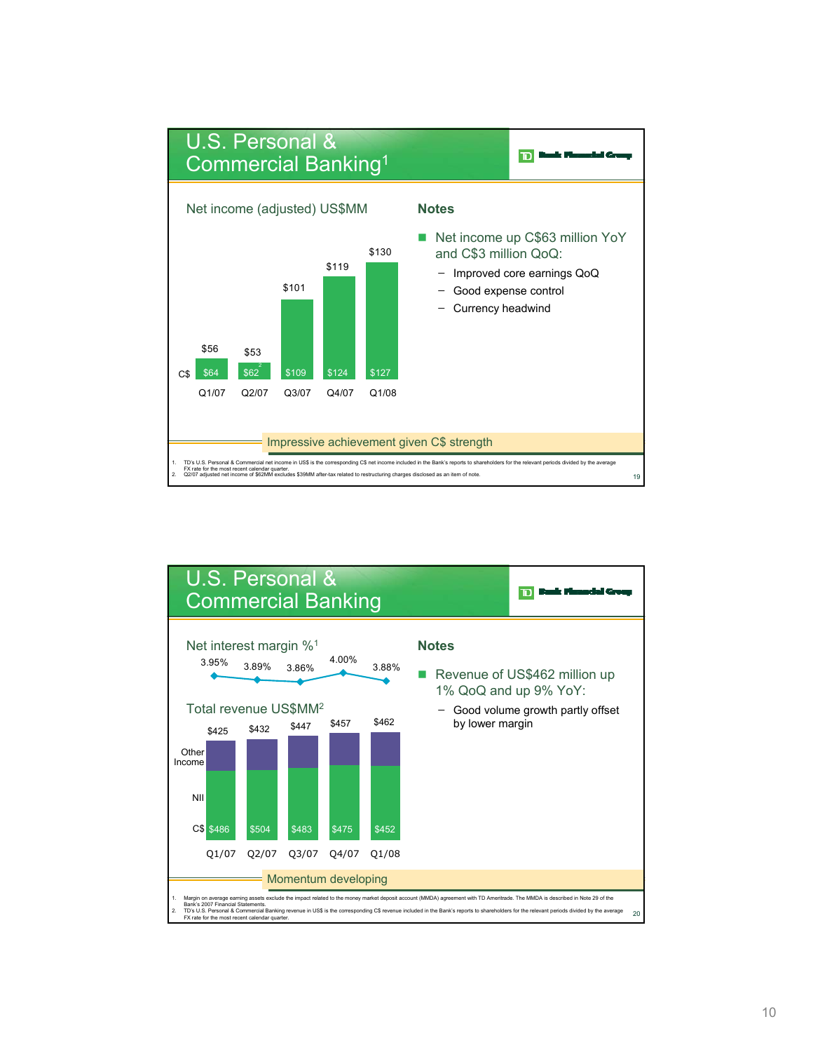## U.S. Personal & Commercial Banking[1]

TD Bank Financial Group

**Net income (adjusted) US$MM**

| | Q1/07 | Q2/07 | Q3/07 | Q4/07 | Q1/08 |
|---|---|---|---|---|---|
| US$ | $56 | $53 | $101 | $119 | $130 |
| C$ | $64 | $62[2] | $109 | $124 | $127 |

**Notes**

- Net income up C$63 million YoY and C$3 million QoQ:
  - Improved core earnings QoQ
  - Good expense control
  - Currency headwind

Impressive achievement given C$ strength

1. TD's U.S. Personal & Commercial net income in US$ is the corresponding C$ net income included in the Bank's reports to shareholders for the relevant periods divided by the average FX rate for the most recent calendar quarter.
2. Q2/07 adjusted net income of $62MM excludes $39MM after-tax related to restructuring charges disclosed as an item of note.

## U.S. Personal & Commercial Banking

TD Bank Financial Group

**Net interest margin %[1]**

| Q1/07 | Q2/07 | Q3/07 | Q4/07 | Q1/08 |
|---|---|---|---|---|
| 3.95% | 3.89% | 3.86% | 4.00% | 3.88% |

**Total revenue US$MM[2]** (NII and Other Income)

| | Q1/07 | Q2/07 | Q3/07 | Q4/07 | Q1/08 |
|---|---|---|---|---|---|
| US$ | $425 | $432 | $447 | $457 | $462 |
| C$ | $486 | $504 | $483 | $475 | $452 |

**Notes**

- Revenue of US$462 million up 1% QoQ and up 9% YoY:
  - Good volume growth partly offset by lower margin

Momentum developing

1. Margin on average earning assets exclude the impact related to the money market deposit account (MMDA) agreement with TD Ameritrade. The MMDA is described in Note 29 of the Bank's 2007 Financial Statements.
2. TD's U.S. Personal & Commercial Banking revenue in US$ is the corresponding C$ revenue included in the Bank's reports to shareholders for the relevant periods divided by the average FX rate for the most recent calendar quarter.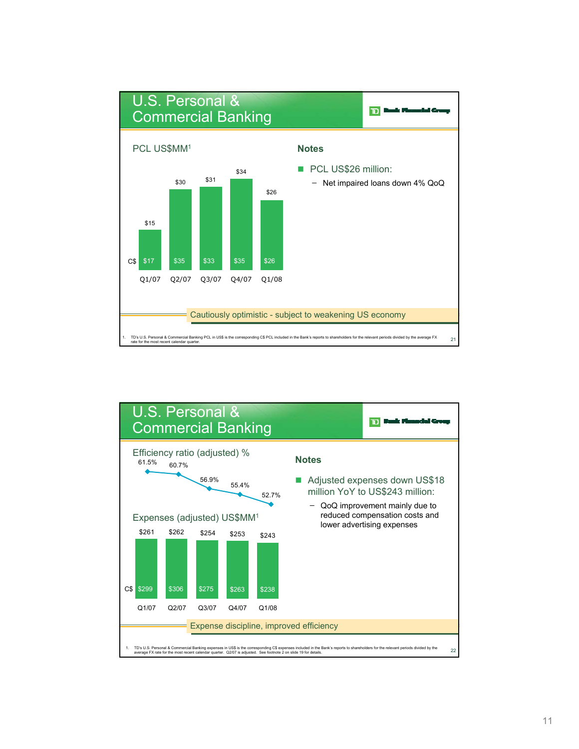## U.S. Personal & Commercial Banking

TD Bank Financial Group

### PCL US$MM[1]

| | Q1/07 | Q2/07 | Q3/07 | Q4/07 | Q1/08 |
|---|---|---|---|---|---|
| US$ | $15 | $30 | $31 | $34 | $26 |
| C$ | $17 | $35 | $33 | $35 | $26 |

**Notes**

- PCL US$26 million:
  - Net impaired loans down 4% QoQ

Cautiously optimistic - subject to weakening US economy

1. TD's U.S. Personal & Commercial Banking PCL in US$ is the corresponding C$ PCL included in the Bank's reports to shareholders for the relevant periods divided by the average FX rate for the most recent calendar quarter.

## U.S. Personal & Commercial Banking

TD Bank Financial Group

### Efficiency ratio (adjusted) %

| Q1/07 | Q2/07 | Q3/07 | Q4/07 | Q1/08 |
|---|---|---|---|---|
| 61.5% | 60.7% | 56.9% | 55.4% | 52.7% |

### Expenses (adjusted) US$MM[1]

| | Q1/07 | Q2/07 | Q3/07 | Q4/07 | Q1/08 |
|---|---|---|---|---|---|
| US$ | $261 | $262 | $254 | $253 | $243 |
| C$ | $299 | $306 | $275 | $263 | $238 |

**Notes**

- Adjusted expenses down US$18 million YoY to US$243 million:
  - QoQ improvement mainly due to reduced compensation costs and lower advertising expenses

Expense discipline, improved efficiency

1. TD's U.S. Personal & Commercial Banking expenses in US$ is the corresponding C$ expenses included in the Bank's reports to shareholders for the relevant periods divided by the average FX rate for the most recent calendar quarter. Q2/07 is adjusted. See footnote 2 on slide 19 for details.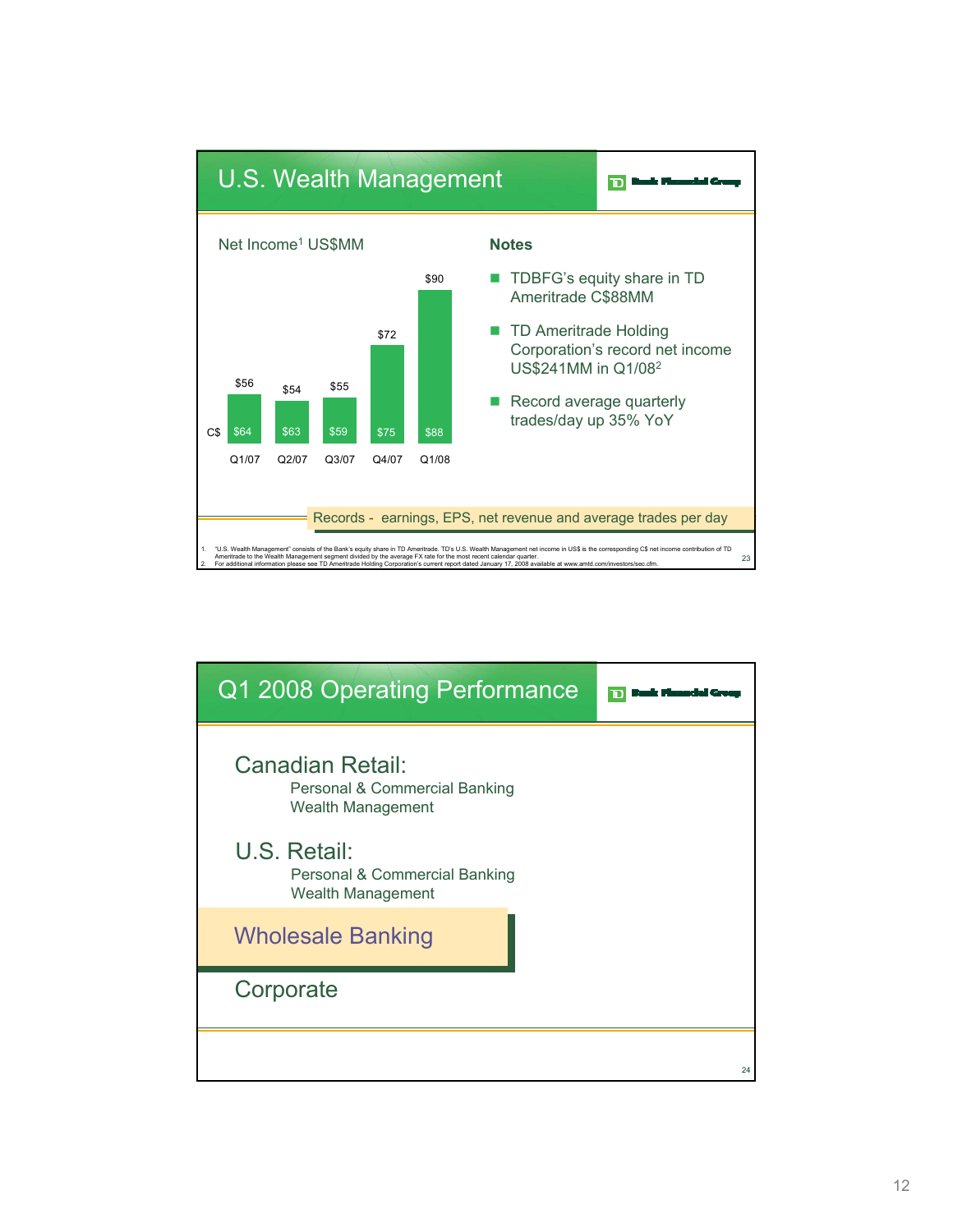## U.S. Wealth Management

TD Bank Financial Group

**Net Income[1] US$MM**

| | Q1/07 | Q2/07 | Q3/07 | Q4/07 | Q1/08 |
|---|---|---|---|---|---|
| US$ | $56 | $54 | $55 | $72 | $90 |
| C$ | $64 | $63 | $59 | $75 | $88 |

**Notes**

- TDBFG's equity share in TD Ameritrade C$88MM
- TD Ameritrade Holding Corporation's record net income US$241MM in Q1/08[2]
- Record average quarterly trades/day up 35% YoY

Records - earnings, EPS, net revenue and average trades per day

1. "U.S. Wealth Management" consists of the Bank's equity share in TD Ameritrade. TD's U.S. Wealth Management net income in US$ is the corresponding C$ net income contribution of TD Ameritrade to the Wealth Management segment divided by the average FX rate for the most recent calendar quarter.
2. For additional information please see TD Ameritrade Holding Corporation's current report dated January 17, 2008 available at www.amtd.com/investors/sec.cfm.

## Q1 2008 Operating Performance

TD Bank Financial Group

**Canadian Retail:**
- Personal & Commercial Banking
- Wealth Management

**U.S. Retail:**
- Personal & Commercial Banking
- Wealth Management

**Wholesale Banking**

**Corporate**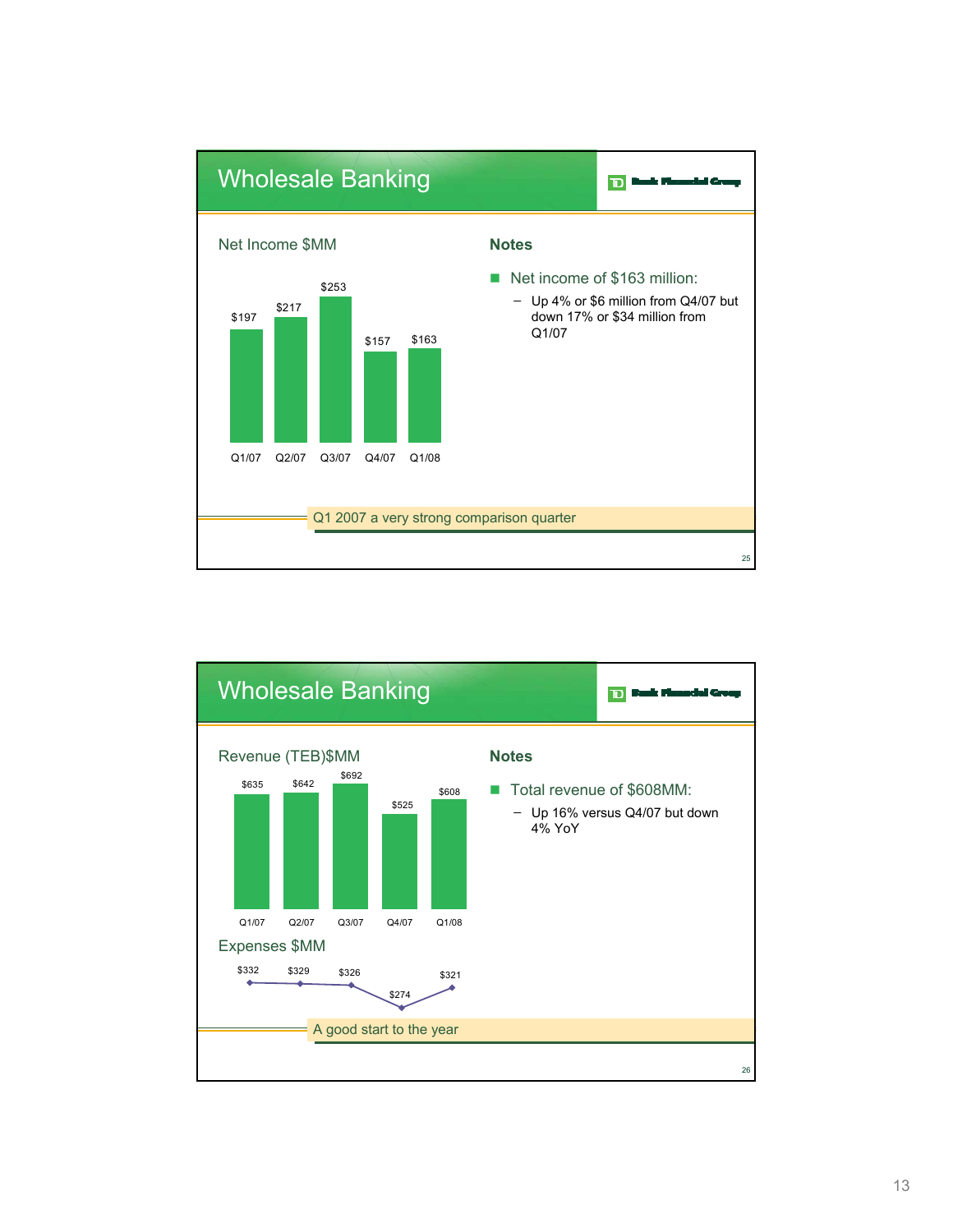## Wholesale Banking

TD Bank Financial Group

**Net Income $MM**

| Q1/07 | Q2/07 | Q3/07 | Q4/07 | Q1/08 |
|---|---|---|---|---|
| $197 | $217 | $253 | $157 | $163 |

**Notes**

- Net income of $163 million:
  - Up 4% or $6 million from Q4/07 but down 17% or $34 million from Q1/07

Q1 2007 a very strong comparison quarter

## Wholesale Banking

TD Bank Financial Group

**Revenue (TEB)$MM**

| Q1/07 | Q2/07 | Q3/07 | Q4/07 | Q1/08 |
|---|---|---|---|---|
| $635 | $642 | $692 | $525 | $608 |

**Expenses $MM**

| Q1/07 | Q2/07 | Q3/07 | Q4/07 | Q1/08 |
|---|---|---|---|---|
| $332 | $329 | $326 | $274 | $321 |

**Notes**

- Total revenue of $608MM:
  - Up 16% versus Q4/07 but down 4% YoY

A good start to the year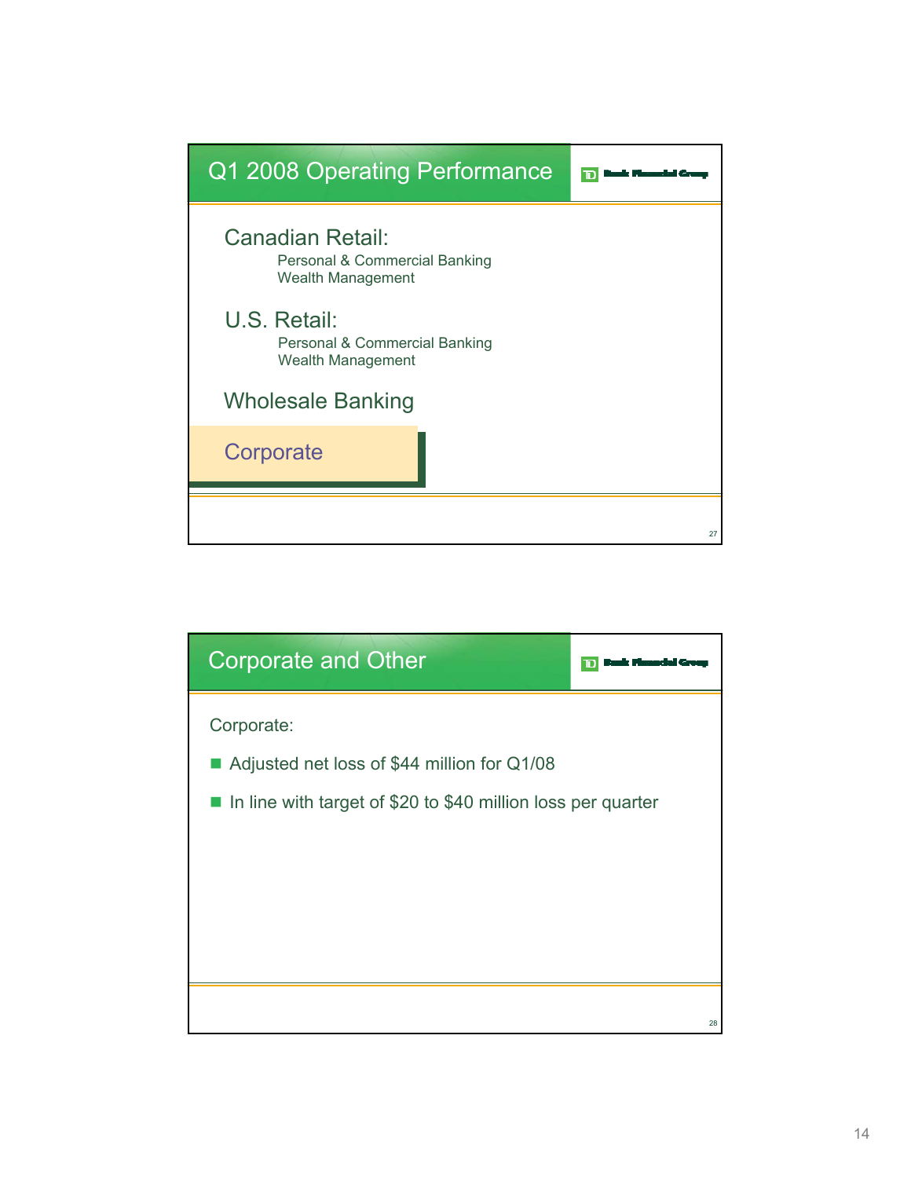## Q1 2008 Operating Performance

**Canadian Retail:**
- Personal & Commercial Banking
- Wealth Management

**U.S. Retail:**
- Personal & Commercial Banking
- Wealth Management

**Wholesale Banking**

**Corporate**

## Corporate and Other

Corporate:

- Adjusted net loss of $44 million for Q1/08
- In line with target of $20 to $40 million loss per quarter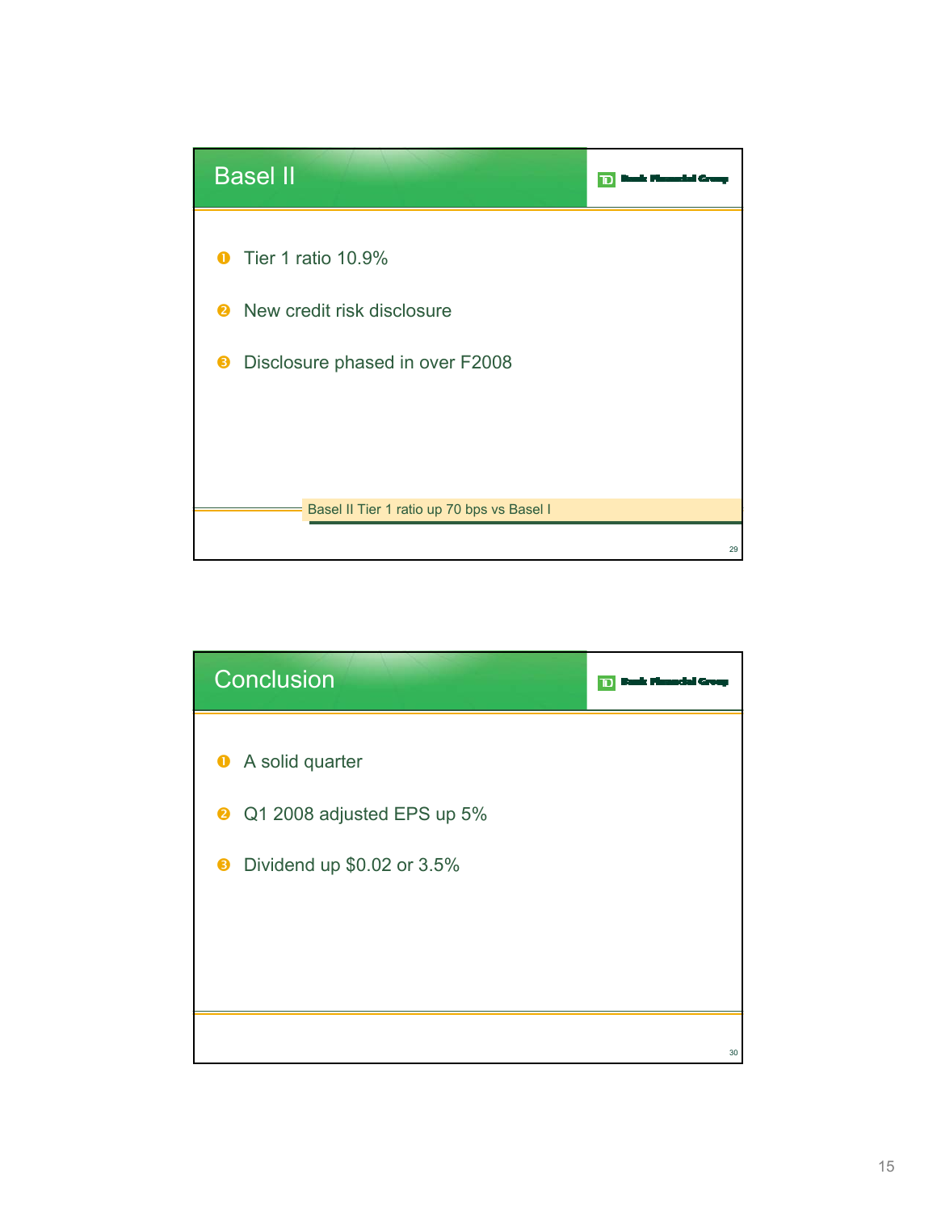## Basel II

- Tier 1 ratio 10.9%
- New credit risk disclosure
- Disclosure phased in over F2008

Basel II Tier 1 ratio up 70 bps vs Basel I

## Conclusion

- A solid quarter
- Q1 2008 adjusted EPS up 5%
- Dividend up $0.02 or 3.5%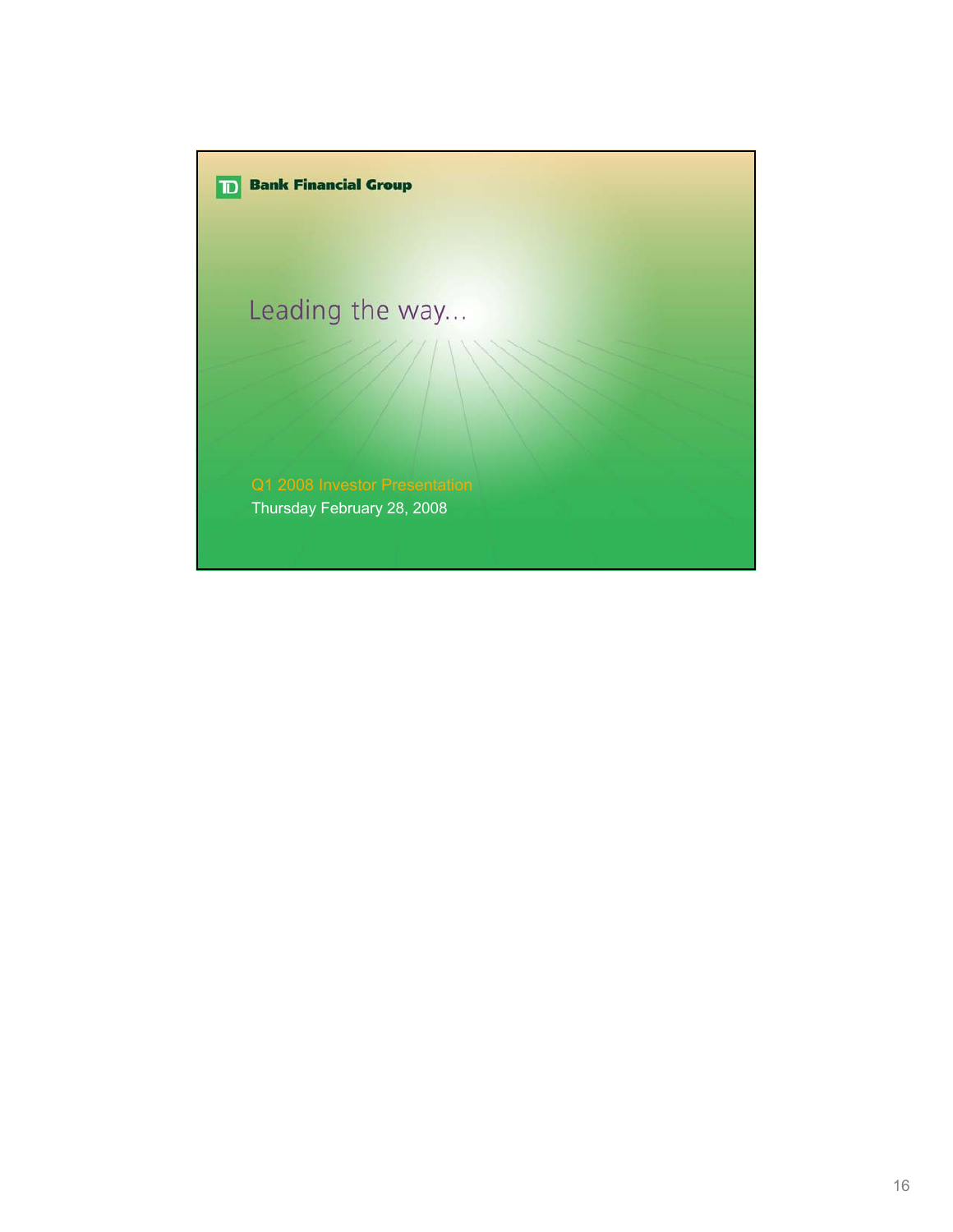**Bank Financial Group**

# Leading the way…

Q1 2008 Investor Presentation

Thursday February 28, 2008